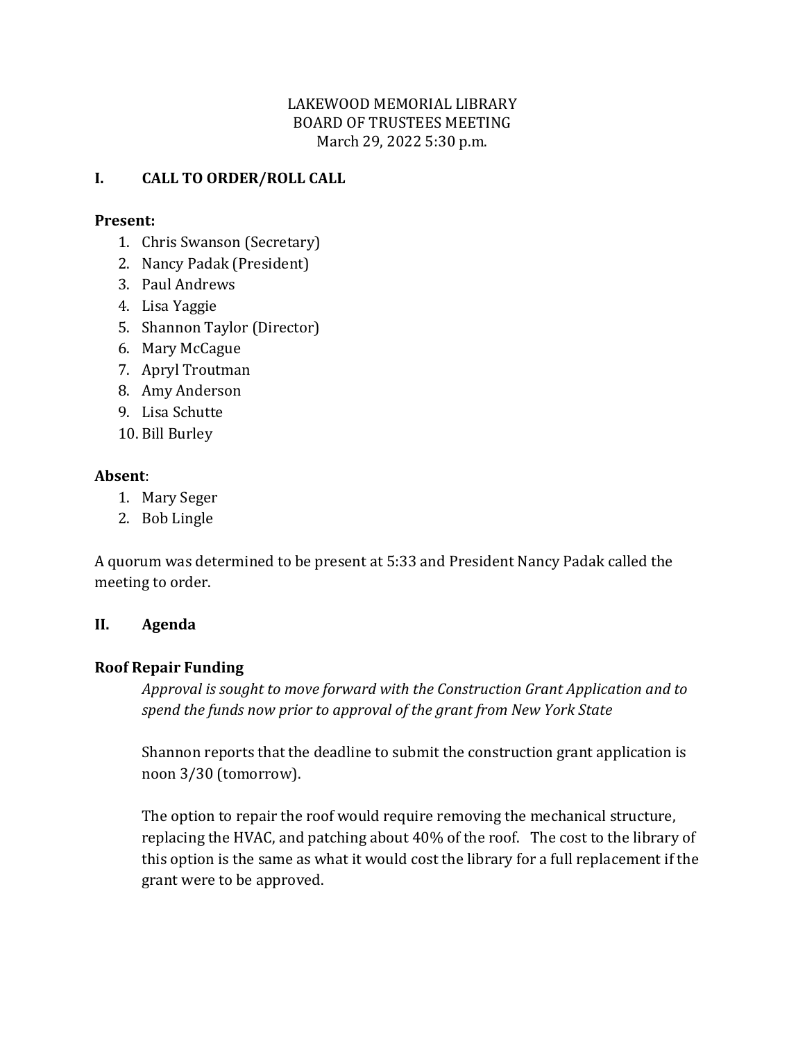LAKEWOOD MEMORIAL LIBRARY
BOARD OF TRUSTEES MEETING
March 29, 2022 5:30 p.m.

## I. CALL TO ORDER/ROLL CALL

**Present:**

1. Chris Swanson (Secretary)
2. Nancy Padak (President)
3. Paul Andrews
4. Lisa Yaggie
5. Shannon Taylor (Director)
6. Mary McCague
7. Apryl Troutman
8. Amy Anderson
9. Lisa Schutte
10. Bill Burley

**Absent**:

1. Mary Seger
2. Bob Lingle

A quorum was determined to be present at 5:33 and President Nancy Padak called the meeting to order.

## II. Agenda

### Roof Repair Funding

*Approval is sought to move forward with the Construction Grant Application and to spend the funds now prior to approval of the grant from New York State*

Shannon reports that the deadline to submit the construction grant application is noon 3/30 (tomorrow).

The option to repair the roof would require removing the mechanical structure, replacing the HVAC, and patching about 40% of the roof. The cost to the library of this option is the same as what it would cost the library for a full replacement if the grant were to be approved.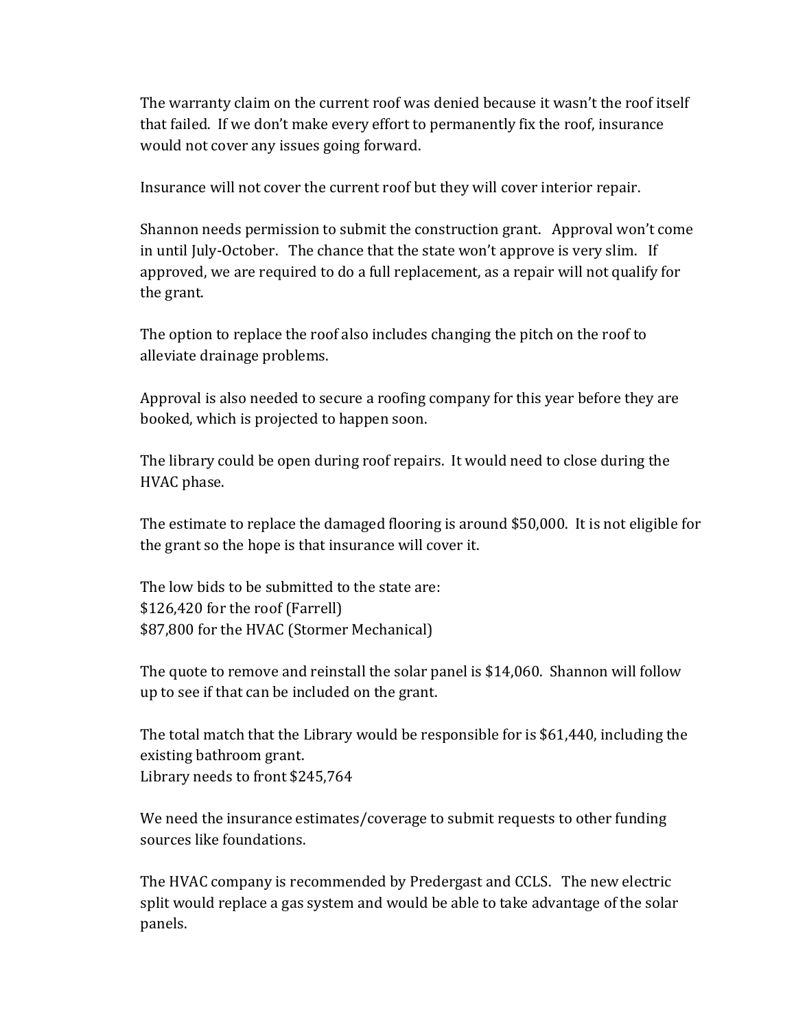The warranty claim on the current roof was denied because it wasn't the roof itself that failed. If we don't make every effort to permanently fix the roof, insurance would not cover any issues going forward.

Insurance will not cover the current roof but they will cover interior repair.

Shannon needs permission to submit the construction grant. Approval won't come in until July-October. The chance that the state won't approve is very slim. If approved, we are required to do a full replacement, as a repair will not qualify for the grant.

The option to replace the roof also includes changing the pitch on the roof to alleviate drainage problems.

Approval is also needed to secure a roofing company for this year before they are booked, which is projected to happen soon.

The library could be open during roof repairs. It would need to close during the HVAC phase.

The estimate to replace the damaged flooring is around $50,000. It is not eligible for the grant so the hope is that insurance will cover it.

The low bids to be submitted to the state are:
$126,420 for the roof (Farrell)
$87,800 for the HVAC (Stormer Mechanical)

The quote to remove and reinstall the solar panel is $14,060. Shannon will follow up to see if that can be included on the grant.

The total match that the Library would be responsible for is $61,440, including the existing bathroom grant.
Library needs to front $245,764

We need the insurance estimates/coverage to submit requests to other funding sources like foundations.

The HVAC company is recommended by Predergast and CCLS. The new electric split would replace a gas system and would be able to take advantage of the solar panels.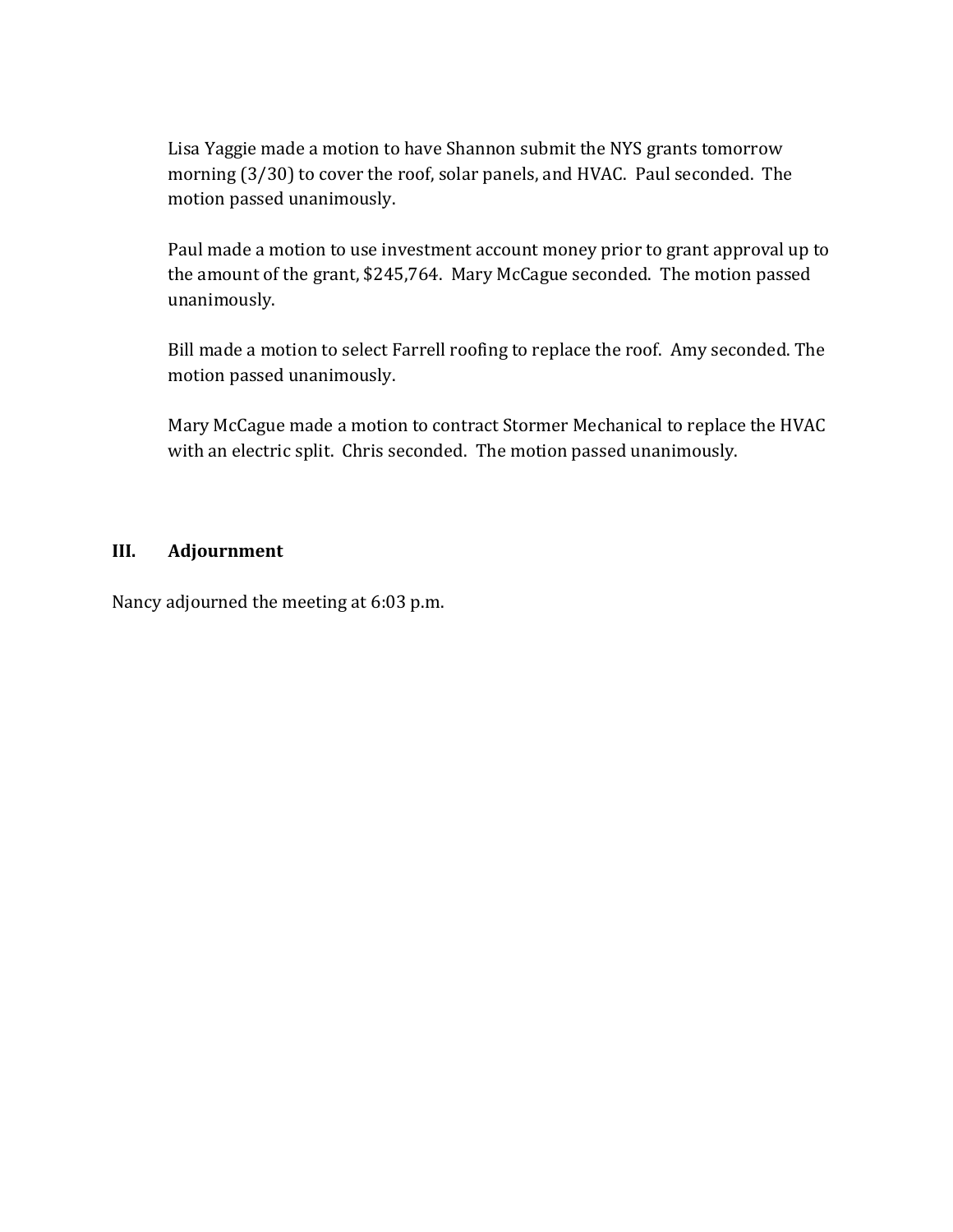Lisa Yaggie made a motion to have Shannon submit the NYS grants tomorrow morning (3/30) to cover the roof, solar panels, and HVAC. Paul seconded. The motion passed unanimously.

Paul made a motion to use investment account money prior to grant approval up to the amount of the grant, $245,764. Mary McCague seconded. The motion passed unanimously.

Bill made a motion to select Farrell roofing to replace the roof. Amy seconded. The motion passed unanimously.

Mary McCague made a motion to contract Stormer Mechanical to replace the HVAC with an electric split. Chris seconded. The motion passed unanimously.

## III. Adjournment

Nancy adjourned the meeting at 6:03 p.m.